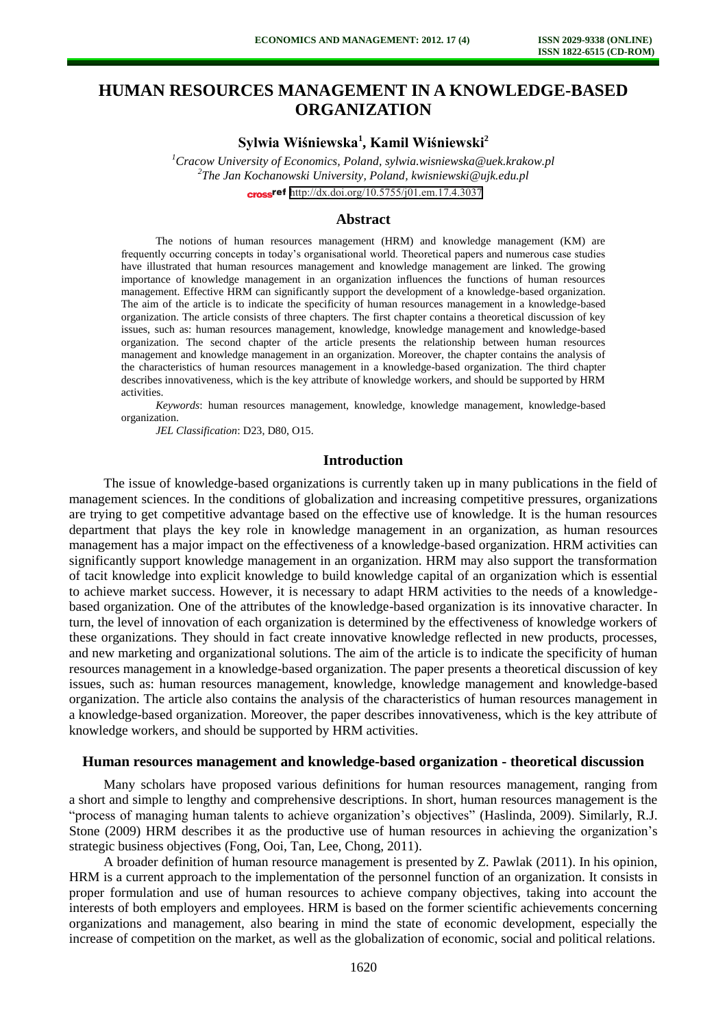# HUMAN RESOURCES MANAGEMENT IN A KNOWLEDGE-BASED ORGANIZATION

**Sylwia Wiśniewska[1], Kamil Wiśniewski[2]**

[1]*Cracow University of Economics, Poland, sylwia.wisniewska@uek.krakow.pl*
[2]*The Jan Kochanowski University, Poland, kwisniewski@ujk.edu.pl*

http://dx.doi.org/10.5755/j01.em.17.4.3037

## Abstract

The notions of human resources management (HRM) and knowledge management (KM) are frequently occurring concepts in today's organisational world. Theoretical papers and numerous case studies have illustrated that human resources management and knowledge management are linked. The growing importance of knowledge management in an organization influences the functions of human resources management. Effective HRM can significantly support the development of a knowledge-based organization. The aim of the article is to indicate the specificity of human resources management in a knowledge-based organization. The article consists of three chapters. The first chapter contains a theoretical discussion of key issues, such as: human resources management, knowledge, knowledge management and knowledge-based organization. The second chapter of the article presents the relationship between human resources management and knowledge management in an organization. Moreover, the chapter contains the analysis of the characteristics of human resources management in a knowledge-based organization. The third chapter describes innovativeness, which is the key attribute of knowledge workers, and should be supported by HRM activities.

*Keywords*: human resources management, knowledge, knowledge management, knowledge-based organization.

*JEL Classification*: D23, D80, O15.

## Introduction

The issue of knowledge-based organizations is currently taken up in many publications in the field of management sciences. In the conditions of globalization and increasing competitive pressures, organizations are trying to get competitive advantage based on the effective use of knowledge. It is the human resources department that plays the key role in knowledge management in an organization, as human resources management has a major impact on the effectiveness of a knowledge-based organization. HRM activities can significantly support knowledge management in an organization. HRM may also support the transformation of tacit knowledge into explicit knowledge to build knowledge capital of an organization which is essential to achieve market success. However, it is necessary to adapt HRM activities to the needs of a knowledge-based organization. One of the attributes of the knowledge-based organization is its innovative character. In turn, the level of innovation of each organization is determined by the effectiveness of knowledge workers of these organizations. They should in fact create innovative knowledge reflected in new products, processes, and new marketing and organizational solutions. The aim of the article is to indicate the specificity of human resources management in a knowledge-based organization. The paper presents a theoretical discussion of key issues, such as: human resources management, knowledge, knowledge management and knowledge-based organization. The article also contains the analysis of the characteristics of human resources management in a knowledge-based organization. Moreover, the paper describes innovativeness, which is the key attribute of knowledge workers, and should be supported by HRM activities.

## Human resources management and knowledge-based organization - theoretical discussion

Many scholars have proposed various definitions for human resources management, ranging from a short and simple to lengthy and comprehensive descriptions. In short, human resources management is the "process of managing human talents to achieve organization's objectives" (Haslinda, 2009). Similarly, R.J. Stone (2009) HRM describes it as the productive use of human resources in achieving the organization's strategic business objectives (Fong, Ooi, Tan, Lee, Chong, 2011).

A broader definition of human resource management is presented by Z. Pawlak (2011). In his opinion, HRM is a current approach to the implementation of the personnel function of an organization. It consists in proper formulation and use of human resources to achieve company objectives, taking into account the interests of both employers and employees. HRM is based on the former scientific achievements concerning organizations and management, also bearing in mind the state of economic development, especially the increase of competition on the market, as well as the globalization of economic, social and political relations.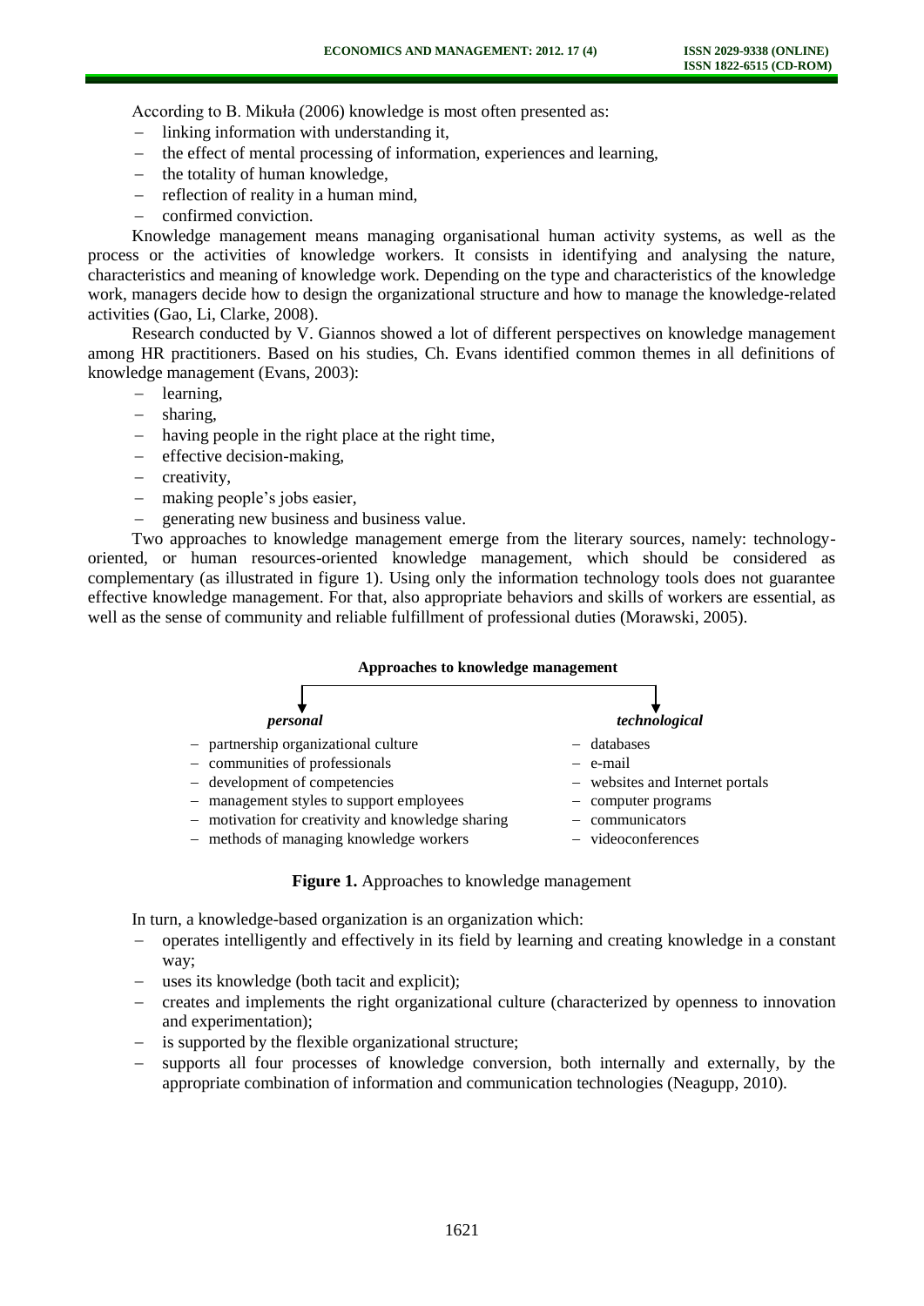According to B. Mikuła (2006) knowledge is most often presented as:

- linking information with understanding it,
- the effect of mental processing of information, experiences and learning,
- the totality of human knowledge,
- reflection of reality in a human mind,
- confirmed conviction.

Knowledge management means managing organisational human activity systems, as well as the process or the activities of knowledge workers. It consists in identifying and analysing the nature, characteristics and meaning of knowledge work. Depending on the type and characteristics of the knowledge work, managers decide how to design the organizational structure and how to manage the knowledge-related activities (Gao, Li, Clarke, 2008).

Research conducted by V. Giannos showed a lot of different perspectives on knowledge management among HR practitioners. Based on his studies, Ch. Evans identified common themes in all definitions of knowledge management (Evans, 2003):

- learning,
- sharing,
- having people in the right place at the right time,
- effective decision-making,
- creativity,
- making people's jobs easier,
- generating new business and business value.

Two approaches to knowledge management emerge from the literary sources, namely: technology-oriented, or human resources-oriented knowledge management, which should be considered as complementary (as illustrated in figure 1). Using only the information technology tools does not guarantee effective knowledge management. For that, also appropriate behaviors and skills of workers are essential, as well as the sense of community and reliable fulfillment of professional duties (Morawski, 2005).

**Approaches to knowledge management**

| *personal* | *technological* |
| --- | --- |
| – partnership organizational culture | – databases |
| – communities of professionals | – e-mail |
| – development of competencies | – websites and Internet portals |
| – management styles to support employees | – computer programs |
| – motivation for creativity and knowledge sharing | – communicators |
| – methods of managing knowledge workers | – videoconferences |

**Figure 1.** Approaches to knowledge management

In turn, a knowledge-based organization is an organization which:

- operates intelligently and effectively in its field by learning and creating knowledge in a constant way;
- uses its knowledge (both tacit and explicit);
- creates and implements the right organizational culture (characterized by openness to innovation and experimentation);
- is supported by the flexible organizational structure;
- supports all four processes of knowledge conversion, both internally and externally, by the appropriate combination of information and communication technologies (Neagupp, 2010).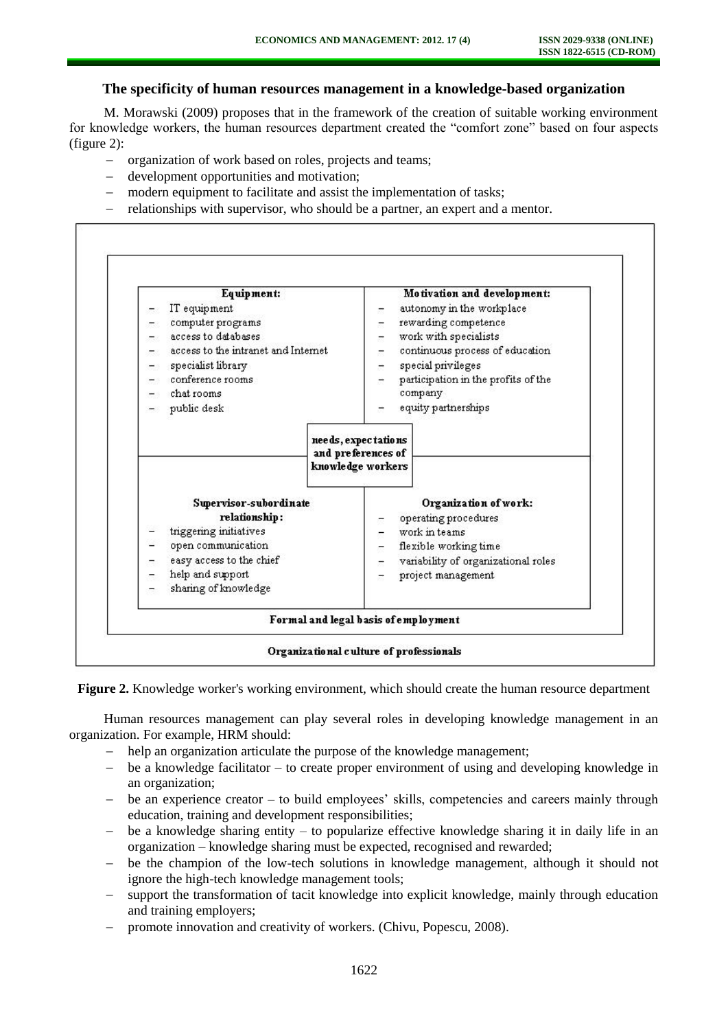### The specificity of human resources management in a knowledge-based organization

M. Morawski (2009) proposes that in the framework of the creation of suitable working environment for knowledge workers, the human resources department created the "comfort zone" based on four aspects (figure 2):

- organization of work based on roles, projects and teams;
- development opportunities and motivation;
- modern equipment to facilitate and assist the implementation of tasks;
- relationships with supervisor, who should be a partner, an expert and a mentor.

| **Equipment:** | **Motivation and development:** |
|---|---|
| – IT equipment<br>– computer programs<br>– access to databases<br>– access to the intranet and Internet<br>– specialist library<br>– conference rooms<br>– chat rooms<br>– public desk | – autonomy in the workplace<br>– rewarding competence<br>– work with specialists<br>– continuous process of education<br>– special privileges<br>– participation in the profits of the company<br>– equity partnerships |
| **needs, expectations and preferences of knowledge workers** | |
| **Supervisor-subordinate relationship:**<br>– triggering initiatives<br>– open communication<br>– easy access to the chief<br>– help and support<br>– sharing of knowledge | **Organization of work:**<br>– operating procedures<br>– work in teams<br>– flexible working time<br>– variability of organizational roles<br>– project management |
| **Formal and legal basis of employment** | |
| **Organizational culture of professionals** | |

**Figure 2.** Knowledge worker's working environment, which should create the human resource department

Human resources management can play several roles in developing knowledge management in an organization. For example, HRM should:

- help an organization articulate the purpose of the knowledge management;
- be a knowledge facilitator – to create proper environment of using and developing knowledge in an organization;
- be an experience creator – to build employees' skills, competencies and careers mainly through education, training and development responsibilities;
- be a knowledge sharing entity – to popularize effective knowledge sharing it in daily life in an organization – knowledge sharing must be expected, recognised and rewarded;
- be the champion of the low-tech solutions in knowledge management, although it should not ignore the high-tech knowledge management tools;
- support the transformation of tacit knowledge into explicit knowledge, mainly through education and training employers;
- promote innovation and creativity of workers. (Chivu, Popescu, 2008).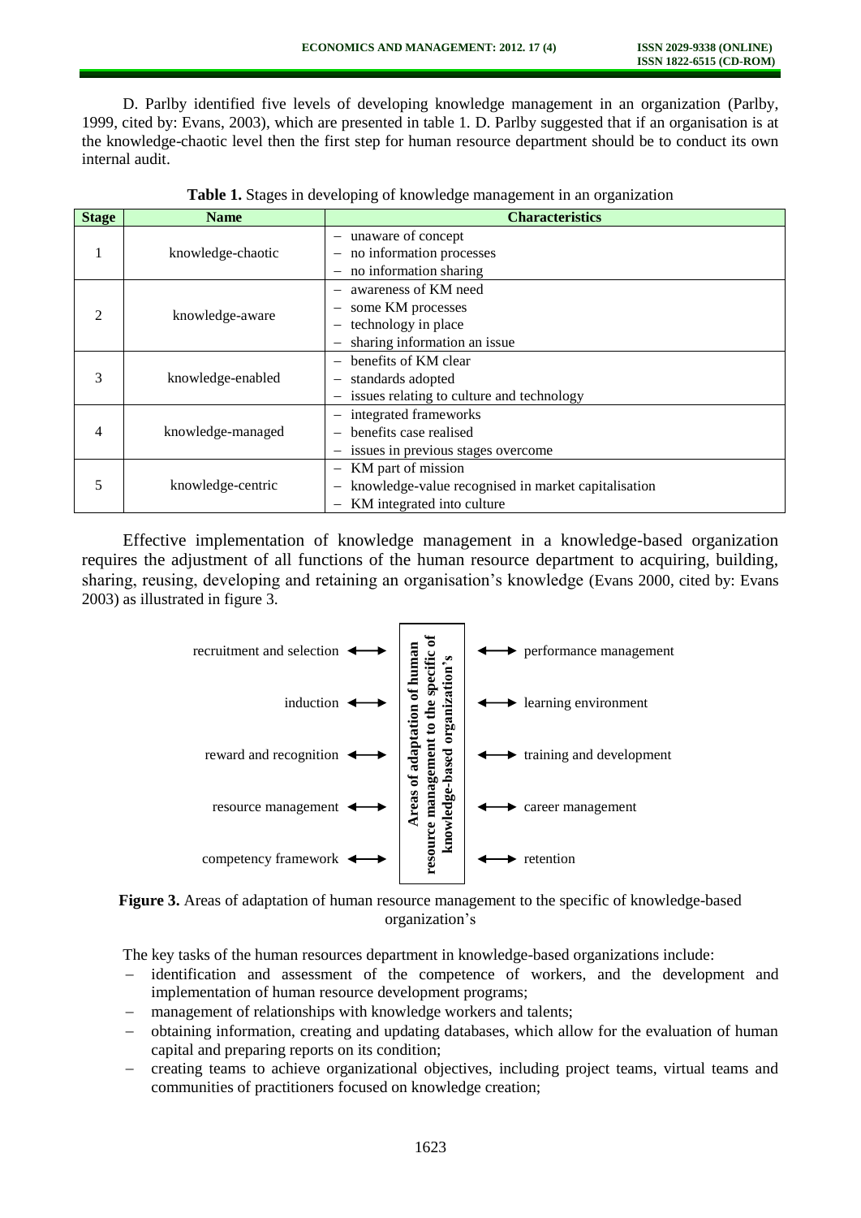D. Parlby identified five levels of developing knowledge management in an organization (Parlby, 1999, cited by: Evans, 2003), which are presented in table 1. D. Parlby suggested that if an organisation is at the knowledge-chaotic level then the first step for human resource department should be to conduct its own internal audit.

**Table 1.** Stages in developing of knowledge management in an organization

| Stage | Name | Characteristics |
|---|---|---|
| 1 | knowledge-chaotic | – unaware of concept<br>– no information processes<br>– no information sharing |
| 2 | knowledge-aware | – awareness of KM need<br>– some KM processes<br>– technology in place<br>– sharing information an issue |
| 3 | knowledge-enabled | – benefits of KM clear<br>– standards adopted<br>– issues relating to culture and technology |
| 4 | knowledge-managed | – integrated frameworks<br>– benefits case realised<br>– issues in previous stages overcome |
| 5 | knowledge-centric | – KM part of mission<br>– knowledge-value recognised in market capitalisation<br>– KM integrated into culture |

Effective implementation of knowledge management in a knowledge-based organization requires the adjustment of all functions of the human resource department to acquiring, building, sharing, reusing, developing and retaining an organisation's knowledge (Evans 2000, cited by: Evans 2003) as illustrated in figure 3.

recruitment and selection ⟷ | ⟷ performance management
induction ⟷ | ⟷ learning environment
reward and recognition ⟷ | ⟷ training and development
resource management ⟷ | ⟷ career management
competency framework ⟷ | ⟷ retention

**Areas of adaptation of human resource management to the specific of knowledge-based organization's**

**Figure 3.** Areas of adaptation of human resource management to the specific of knowledge-based organization's

The key tasks of the human resources department in knowledge-based organizations include:

- identification and assessment of the competence of workers, and the development and implementation of human resource development programs;
- management of relationships with knowledge workers and talents;
- obtaining information, creating and updating databases, which allow for the evaluation of human capital and preparing reports on its condition;
- creating teams to achieve organizational objectives, including project teams, virtual teams and communities of practitioners focused on knowledge creation;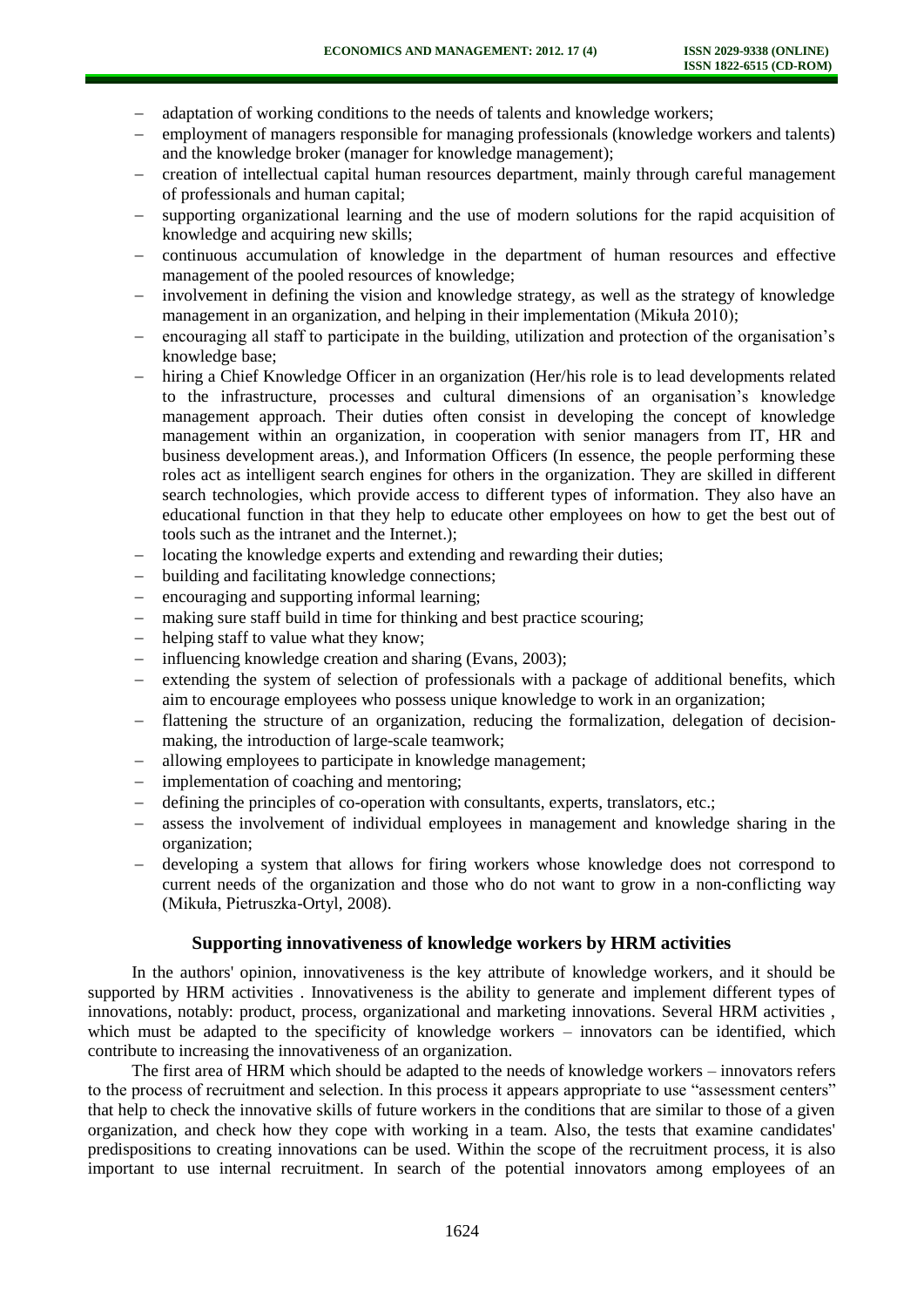- adaptation of working conditions to the needs of talents and knowledge workers;
- employment of managers responsible for managing professionals (knowledge workers and talents) and the knowledge broker (manager for knowledge management);
- creation of intellectual capital human resources department, mainly through careful management of professionals and human capital;
- supporting organizational learning and the use of modern solutions for the rapid acquisition of knowledge and acquiring new skills;
- continuous accumulation of knowledge in the department of human resources and effective management of the pooled resources of knowledge;
- involvement in defining the vision and knowledge strategy, as well as the strategy of knowledge management in an organization, and helping in their implementation (Mikuła 2010);
- encouraging all staff to participate in the building, utilization and protection of the organisation's knowledge base;
- hiring a Chief Knowledge Officer in an organization (Her/his role is to lead developments related to the infrastructure, processes and cultural dimensions of an organisation's knowledge management approach. Their duties often consist in developing the concept of knowledge management within an organization, in cooperation with senior managers from IT, HR and business development areas.), and Information Officers (In essence, the people performing these roles act as intelligent search engines for others in the organization. They are skilled in different search technologies, which provide access to different types of information. They also have an educational function in that they help to educate other employees on how to get the best out of tools such as the intranet and the Internet.);
- locating the knowledge experts and extending and rewarding their duties;
- building and facilitating knowledge connections;
- encouraging and supporting informal learning;
- making sure staff build in time for thinking and best practice scouring;
- helping staff to value what they know;
- influencing knowledge creation and sharing (Evans, 2003);
- extending the system of selection of professionals with a package of additional benefits, which aim to encourage employees who possess unique knowledge to work in an organization;
- flattening the structure of an organization, reducing the formalization, delegation of decision-making, the introduction of large-scale teamwork;
- allowing employees to participate in knowledge management;
- implementation of coaching and mentoring;
- defining the principles of co-operation with consultants, experts, translators, etc.;
- assess the involvement of individual employees in management and knowledge sharing in the organization;
- developing a system that allows for firing workers whose knowledge does not correspond to current needs of the organization and those who do not want to grow in a non-conflicting way (Mikuła, Pietruszka-Ortyl, 2008).

## Supporting innovativeness of knowledge workers by HRM activities

In the authors' opinion, innovativeness is the key attribute of knowledge workers, and it should be supported by HRM activities . Innovativeness is the ability to generate and implement different types of innovations, notably: product, process, organizational and marketing innovations. Several HRM activities , which must be adapted to the specificity of knowledge workers – innovators can be identified, which contribute to increasing the innovativeness of an organization.

The first area of HRM which should be adapted to the needs of knowledge workers – innovators refers to the process of recruitment and selection. In this process it appears appropriate to use "assessment centers" that help to check the innovative skills of future workers in the conditions that are similar to those of a given organization, and check how they cope with working in a team. Also, the tests that examine candidates' predispositions to creating innovations can be used. Within the scope of the recruitment process, it is also important to use internal recruitment. In search of the potential innovators among employees of an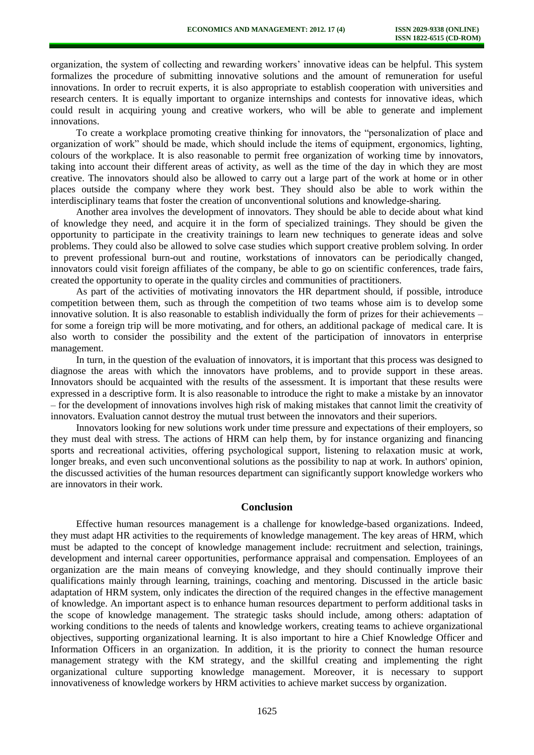organization, the system of collecting and rewarding workers' innovative ideas can be helpful. This system formalizes the procedure of submitting innovative solutions and the amount of remuneration for useful innovations. In order to recruit experts, it is also appropriate to establish cooperation with universities and research centers. It is equally important to organize internships and contests for innovative ideas, which could result in acquiring young and creative workers, who will be able to generate and implement innovations.

To create a workplace promoting creative thinking for innovators, the "personalization of place and organization of work" should be made, which should include the items of equipment, ergonomics, lighting, colours of the workplace. It is also reasonable to permit free organization of working time by innovators, taking into account their different areas of activity, as well as the time of the day in which they are most creative. The innovators should also be allowed to carry out a large part of the work at home or in other places outside the company where they work best. They should also be able to work within the interdisciplinary teams that foster the creation of unconventional solutions and knowledge-sharing.

Another area involves the development of innovators. They should be able to decide about what kind of knowledge they need, and acquire it in the form of specialized trainings. They should be given the opportunity to participate in the creativity trainings to learn new techniques to generate ideas and solve problems. They could also be allowed to solve case studies which support creative problem solving. In order to prevent professional burn-out and routine, workstations of innovators can be periodically changed, innovators could visit foreign affiliates of the company, be able to go on scientific conferences, trade fairs, created the opportunity to operate in the quality circles and communities of practitioners.

As part of the activities of motivating innovators the HR department should, if possible, introduce competition between them, such as through the competition of two teams whose aim is to develop some innovative solution. It is also reasonable to establish individually the form of prizes for their achievements – for some a foreign trip will be more motivating, and for others, an additional package of medical care. It is also worth to consider the possibility and the extent of the participation of innovators in enterprise management.

In turn, in the question of the evaluation of innovators, it is important that this process was designed to diagnose the areas with which the innovators have problems, and to provide support in these areas. Innovators should be acquainted with the results of the assessment. It is important that these results were expressed in a descriptive form. It is also reasonable to introduce the right to make a mistake by an innovator – for the development of innovations involves high risk of making mistakes that cannot limit the creativity of innovators. Evaluation cannot destroy the mutual trust between the innovators and their superiors.

Innovators looking for new solutions work under time pressure and expectations of their employers, so they must deal with stress. The actions of HRM can help them, by for instance organizing and financing sports and recreational activities, offering psychological support, listening to relaxation music at work, longer breaks, and even such unconventional solutions as the possibility to nap at work. In authors' opinion, the discussed activities of the human resources department can significantly support knowledge workers who are innovators in their work.

## Conclusion

Effective human resources management is a challenge for knowledge-based organizations. Indeed, they must adapt HR activities to the requirements of knowledge management. The key areas of HRM, which must be adapted to the concept of knowledge management include: recruitment and selection, trainings, development and internal career opportunities, performance appraisal and compensation. Employees of an organization are the main means of conveying knowledge, and they should continually improve their qualifications mainly through learning, trainings, coaching and mentoring. Discussed in the article basic adaptation of HRM system, only indicates the direction of the required changes in the effective management of knowledge. An important aspect is to enhance human resources department to perform additional tasks in the scope of knowledge management. The strategic tasks should include, among others: adaptation of working conditions to the needs of talents and knowledge workers, creating teams to achieve organizational objectives, supporting organizational learning. It is also important to hire a Chief Knowledge Officer and Information Officers in an organization. In addition, it is the priority to connect the human resource management strategy with the KM strategy, and the skillful creating and implementing the right organizational culture supporting knowledge management. Moreover, it is necessary to support innovativeness of knowledge workers by HRM activities to achieve market success by organization.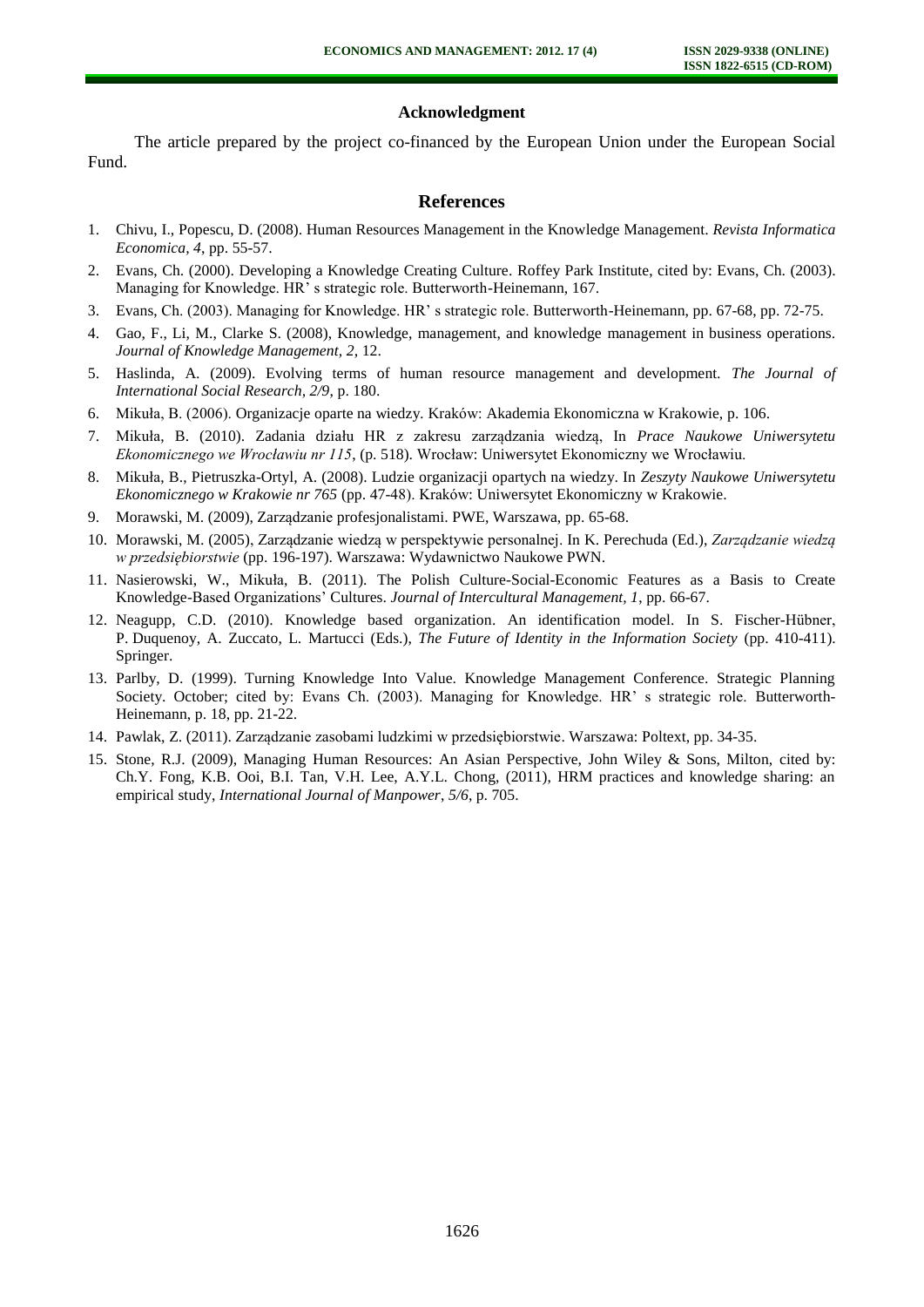## Acknowledgment

The article prepared by the project co-financed by the European Union under the European Social Fund.

## References

1. Chivu, I., Popescu, D. (2008). Human Resources Management in the Knowledge Management. *Revista Informatica Economica, 4*, pp. 55-57.
2. Evans, Ch. (2000). Developing a Knowledge Creating Culture. Roffey Park Institute, cited by: Evans, Ch. (2003). Managing for Knowledge. HR' s strategic role. Butterworth-Heinemann, 167.
3. Evans, Ch. (2003). Managing for Knowledge. HR' s strategic role. Butterworth-Heinemann, pp. 67-68, pp. 72-75.
4. Gao, F., Li, M., Clarke S. (2008), Knowledge, management, and knowledge management in business operations. *Journal of Knowledge Management, 2,* 12.
5. Haslinda, A. (2009). Evolving terms of human resource management and development. *The Journal of International Social Research, 2/9,* p. 180.
6. Mikuła, B. (2006). Organizacje oparte na wiedzy. Kraków: Akademia Ekonomiczna w Krakowie, p. 106.
7. Mikuła, B. (2010). Zadania działu HR z zakresu zarządzania wiedzą, In *Prace Naukowe Uniwersytetu Ekonomicznego we Wrocławiu nr 115*, (p. 518). Wrocław: Uniwersytet Ekonomiczny we Wrocławiu.
8. Mikuła, B., Pietruszka-Ortyl, A. (2008). Ludzie organizacji opartych na wiedzy. In *Zeszyty Naukowe Uniwersytetu Ekonomicznego w Krakowie nr 765* (pp. 47-48). Kraków: Uniwersytet Ekonomiczny w Krakowie.
9. Morawski, M. (2009), Zarządzanie profesjonalistami. PWE, Warszawa, pp. 65-68.
10. Morawski, M. (2005), Zarządzanie wiedzą w perspektywie personalnej. In K. Perechuda (Ed.), *Zarządzanie wiedzą w przedsiębiorstwie* (pp. 196-197). Warszawa: Wydawnictwo Naukowe PWN.
11. Nasierowski, W., Mikuła, B. (2011). The Polish Culture-Social-Economic Features as a Basis to Create Knowledge-Based Organizations' Cultures. *Journal of Intercultural Management, 1*, pp. 66-67.
12. Neagupp, C.D. (2010). Knowledge based organization. An identification model. In S. Fischer-Hübner, P. Duquenoy, A. Zuccato, L. Martucci (Eds.), *The Future of Identity in the Information Society* (pp. 410-411). Springer.
13. Parlby, D. (1999). Turning Knowledge Into Value. Knowledge Management Conference. Strategic Planning Society. October; cited by: Evans Ch. (2003). Managing for Knowledge. HR' s strategic role. Butterworth-Heinemann, p. 18, pp. 21-22.
14. Pawlak, Z. (2011). Zarządzanie zasobami ludzkimi w przedsiębiorstwie. Warszawa: Poltext, pp. 34-35.
15. Stone, R.J. (2009), Managing Human Resources: An Asian Perspective, John Wiley & Sons, Milton, cited by: Ch.Y. Fong, K.B. Ooi, B.I. Tan, V.H. Lee, A.Y.L. Chong, (2011), HRM practices and knowledge sharing: an empirical study, *International Journal of Manpower*, *5/6*, p. 705.